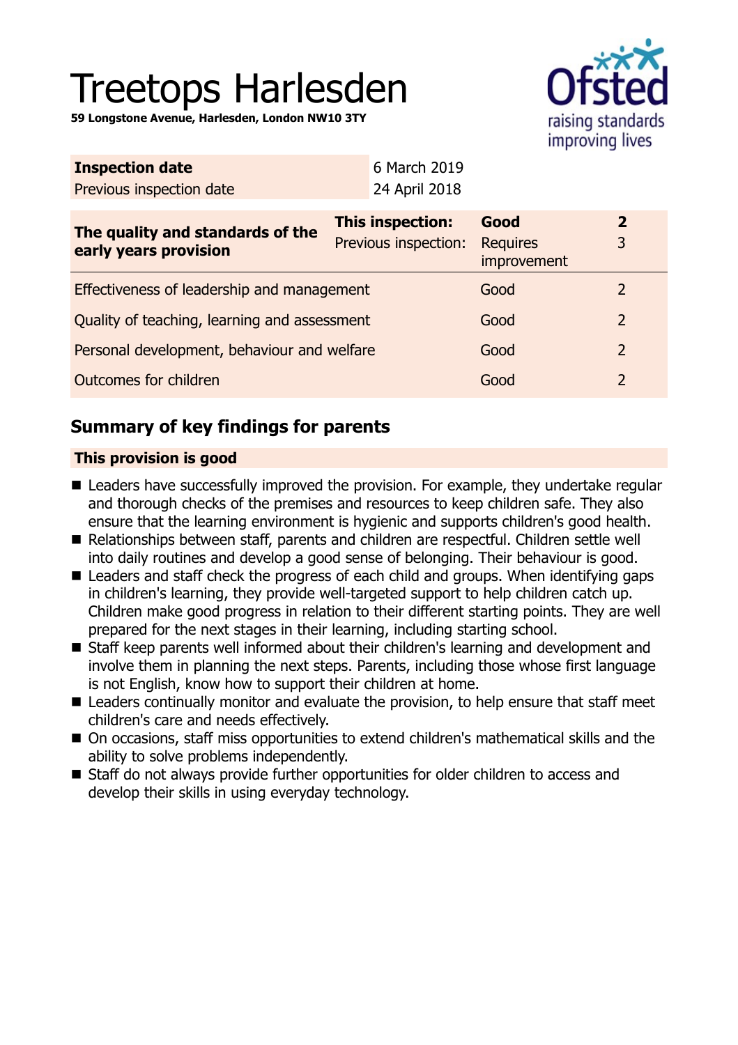# Treetops Harlesden

**59 Longstone Avenue, Harlesden, London NW10 3TY**

| **Inspection date** | 6 March 2019 |
|---|---|
| Previous inspection date | 24 April 2018 |

| **The quality and standards of the early years provision** | **This inspection:** | **Good** | **2** |
|---|---|---|---|
| | Previous inspection: | Requires improvement | 3 |
| Effectiveness of leadership and management | | Good | 2 |
| Quality of teaching, learning and assessment | | Good | 2 |
| Personal development, behaviour and welfare | | Good | 2 |
| Outcomes for children | | Good | 2 |

## Summary of key findings for parents

**This provision is good**

- Leaders have successfully improved the provision. For example, they undertake regular and thorough checks of the premises and resources to keep children safe. They also ensure that the learning environment is hygienic and supports children's good health.
- Relationships between staff, parents and children are respectful. Children settle well into daily routines and develop a good sense of belonging. Their behaviour is good.
- Leaders and staff check the progress of each child and groups. When identifying gaps in children's learning, they provide well-targeted support to help children catch up. Children make good progress in relation to their different starting points. They are well prepared for the next stages in their learning, including starting school.
- Staff keep parents well informed about their children's learning and development and involve them in planning the next steps. Parents, including those whose first language is not English, know how to support their children at home.
- Leaders continually monitor and evaluate the provision, to help ensure that staff meet children's care and needs effectively.
- On occasions, staff miss opportunities to extend children's mathematical skills and the ability to solve problems independently.
- Staff do not always provide further opportunities for older children to access and develop their skills in using everyday technology.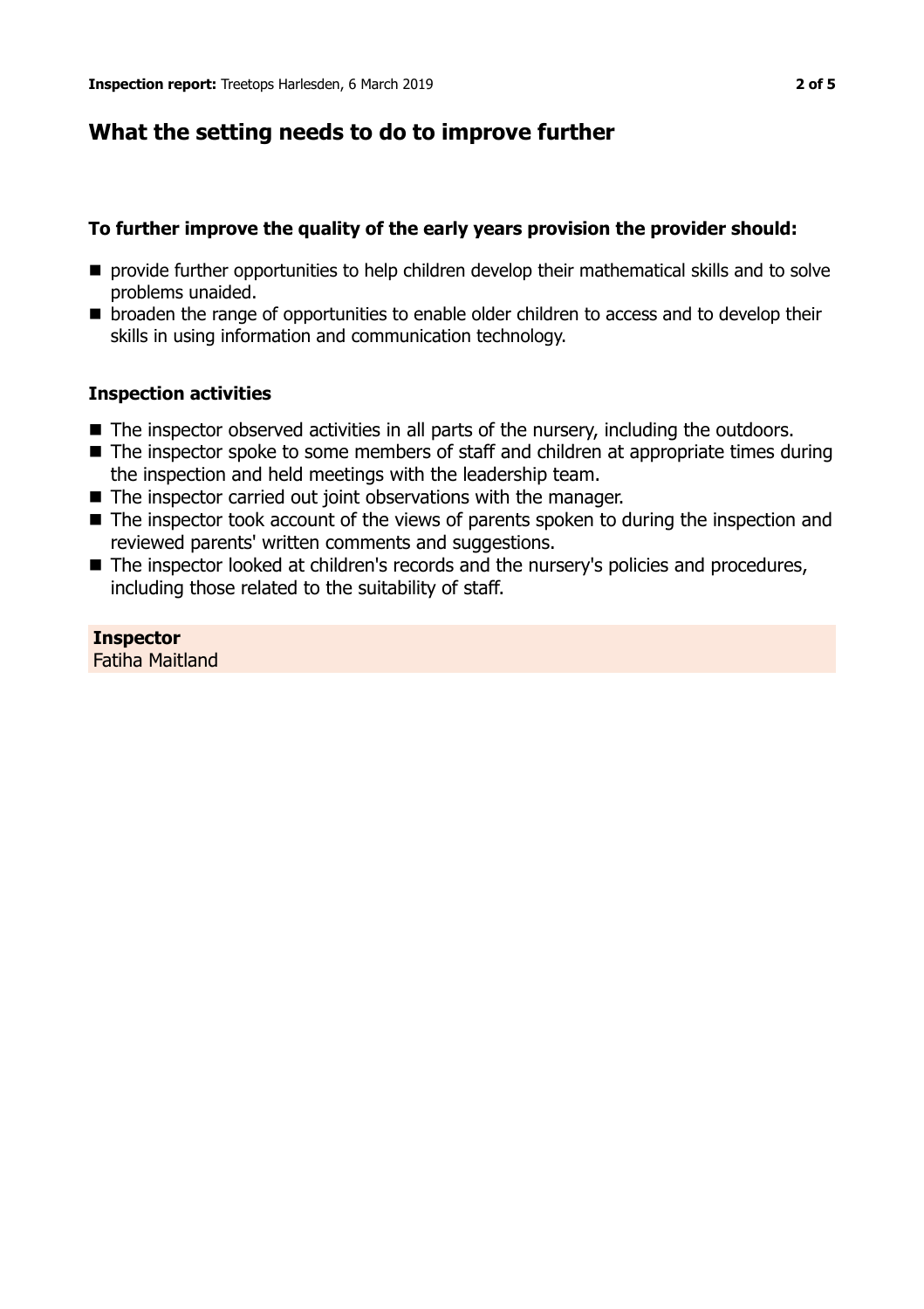## What the setting needs to do to improve further

### To further improve the quality of the early years provision the provider should:

- provide further opportunities to help children develop their mathematical skills and to solve problems unaided.
- broaden the range of opportunities to enable older children to access and to develop their skills in using information and communication technology.

### Inspection activities

- The inspector observed activities in all parts of the nursery, including the outdoors.
- The inspector spoke to some members of staff and children at appropriate times during the inspection and held meetings with the leadership team.
- The inspector carried out joint observations with the manager.
- The inspector took account of the views of parents spoken to during the inspection and reviewed parents' written comments and suggestions.
- The inspector looked at children's records and the nursery's policies and procedures, including those related to the suitability of staff.

**Inspector**
Fatiha Maitland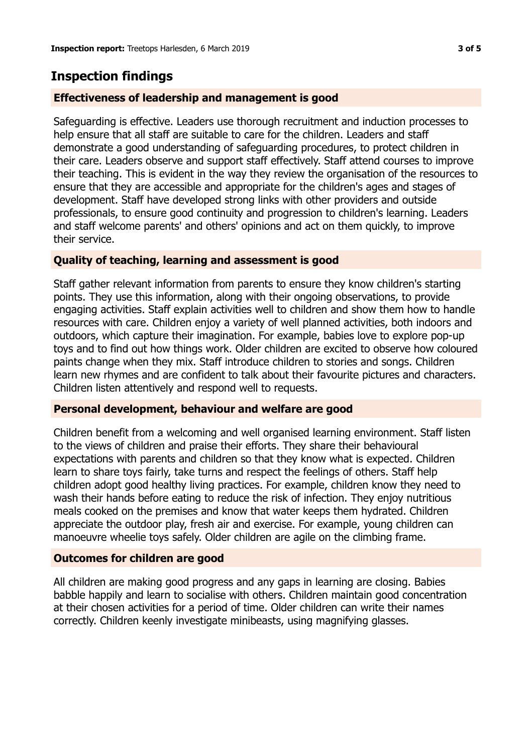## Inspection findings

### Effectiveness of leadership and management is good

Safeguarding is effective. Leaders use thorough recruitment and induction processes to help ensure that all staff are suitable to care for the children. Leaders and staff demonstrate a good understanding of safeguarding procedures, to protect children in their care. Leaders observe and support staff effectively. Staff attend courses to improve their teaching. This is evident in the way they review the organisation of the resources to ensure that they are accessible and appropriate for the children's ages and stages of development. Staff have developed strong links with other providers and outside professionals, to ensure good continuity and progression to children's learning. Leaders and staff welcome parents' and others' opinions and act on them quickly, to improve their service.

### Quality of teaching, learning and assessment is good

Staff gather relevant information from parents to ensure they know children's starting points. They use this information, along with their ongoing observations, to provide engaging activities. Staff explain activities well to children and show them how to handle resources with care. Children enjoy a variety of well planned activities, both indoors and outdoors, which capture their imagination. For example, babies love to explore pop-up toys and to find out how things work. Older children are excited to observe how coloured paints change when they mix. Staff introduce children to stories and songs. Children learn new rhymes and are confident to talk about their favourite pictures and characters. Children listen attentively and respond well to requests.

### Personal development, behaviour and welfare are good

Children benefit from a welcoming and well organised learning environment. Staff listen to the views of children and praise their efforts. They share their behavioural expectations with parents and children so that they know what is expected. Children learn to share toys fairly, take turns and respect the feelings of others. Staff help children adopt good healthy living practices. For example, children know they need to wash their hands before eating to reduce the risk of infection. They enjoy nutritious meals cooked on the premises and know that water keeps them hydrated. Children appreciate the outdoor play, fresh air and exercise. For example, young children can manoeuvre wheelie toys safely. Older children are agile on the climbing frame.

### Outcomes for children are good

All children are making good progress and any gaps in learning are closing. Babies babble happily and learn to socialise with others. Children maintain good concentration at their chosen activities for a period of time. Older children can write their names correctly. Children keenly investigate minibeasts, using magnifying glasses.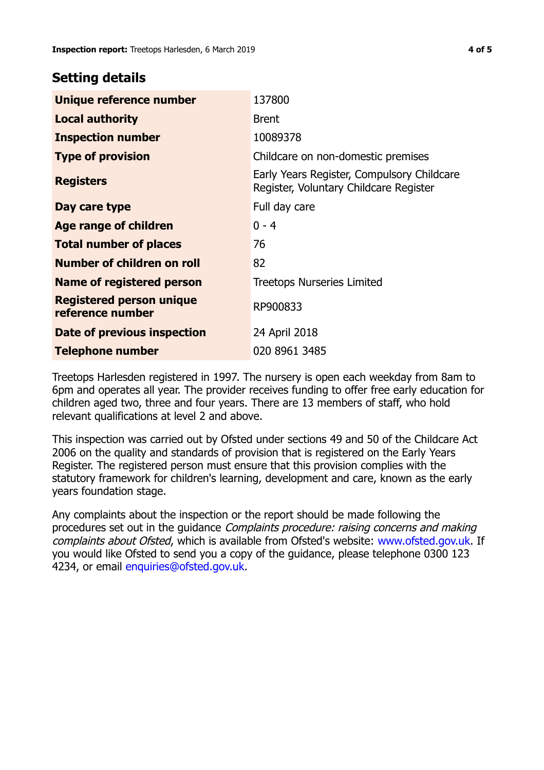## Setting details

| | |
|---|---|
| **Unique reference number** | 137800 |
| **Local authority** | Brent |
| **Inspection number** | 10089378 |
| **Type of provision** | Childcare on non-domestic premises |
| **Registers** | Early Years Register, Compulsory Childcare Register, Voluntary Childcare Register |
| **Day care type** | Full day care |
| **Age range of children** | 0 - 4 |
| **Total number of places** | 76 |
| **Number of children on roll** | 82 |
| **Name of registered person** | Treetops Nurseries Limited |
| **Registered person unique reference number** | RP900833 |
| **Date of previous inspection** | 24 April 2018 |
| **Telephone number** | 020 8961 3485 |

Treetops Harlesden registered in 1997. The nursery is open each weekday from 8am to 6pm and operates all year. The provider receives funding to offer free early education for children aged two, three and four years. There are 13 members of staff, who hold relevant qualifications at level 2 and above.

This inspection was carried out by Ofsted under sections 49 and 50 of the Childcare Act 2006 on the quality and standards of provision that is registered on the Early Years Register. The registered person must ensure that this provision complies with the statutory framework for children's learning, development and care, known as the early years foundation stage.

Any complaints about the inspection or the report should be made following the procedures set out in the guidance *Complaints procedure: raising concerns and making complaints about Ofsted*, which is available from Ofsted's website: www.ofsted.gov.uk. If you would like Ofsted to send you a copy of the guidance, please telephone 0300 123 4234, or email enquiries@ofsted.gov.uk.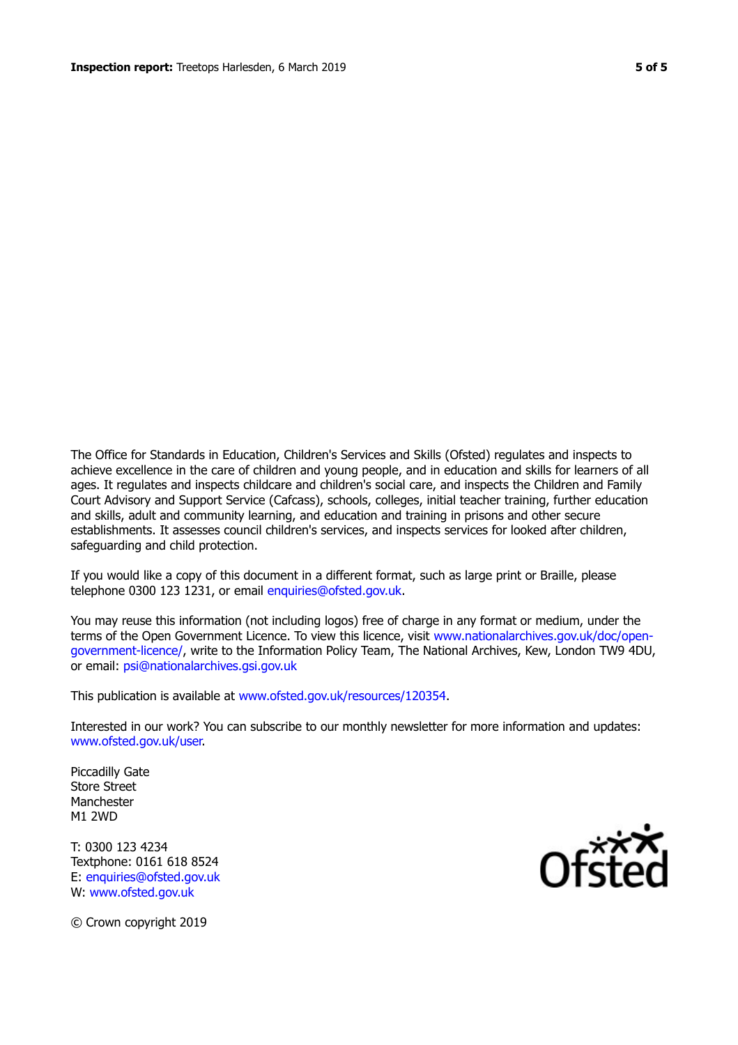The Office for Standards in Education, Children's Services and Skills (Ofsted) regulates and inspects to achieve excellence in the care of children and young people, and in education and skills for learners of all ages. It regulates and inspects childcare and children's social care, and inspects the Children and Family Court Advisory and Support Service (Cafcass), schools, colleges, initial teacher training, further education and skills, adult and community learning, and education and training in prisons and other secure establishments. It assesses council children's services, and inspects services for looked after children, safeguarding and child protection.

If you would like a copy of this document in a different format, such as large print or Braille, please telephone 0300 123 1231, or email enquiries@ofsted.gov.uk.

You may reuse this information (not including logos) free of charge in any format or medium, under the terms of the Open Government Licence. To view this licence, visit www.nationalarchives.gov.uk/doc/open-government-licence/, write to the Information Policy Team, The National Archives, Kew, London TW9 4DU, or email: psi@nationalarchives.gsi.gov.uk

This publication is available at www.ofsted.gov.uk/resources/120354.

Interested in our work? You can subscribe to our monthly newsletter for more information and updates: www.ofsted.gov.uk/user.

Piccadilly Gate
Store Street
Manchester
M1 2WD

T: 0300 123 4234
Textphone: 0161 618 8524
E: enquiries@ofsted.gov.uk
W: www.ofsted.gov.uk

© Crown copyright 2019